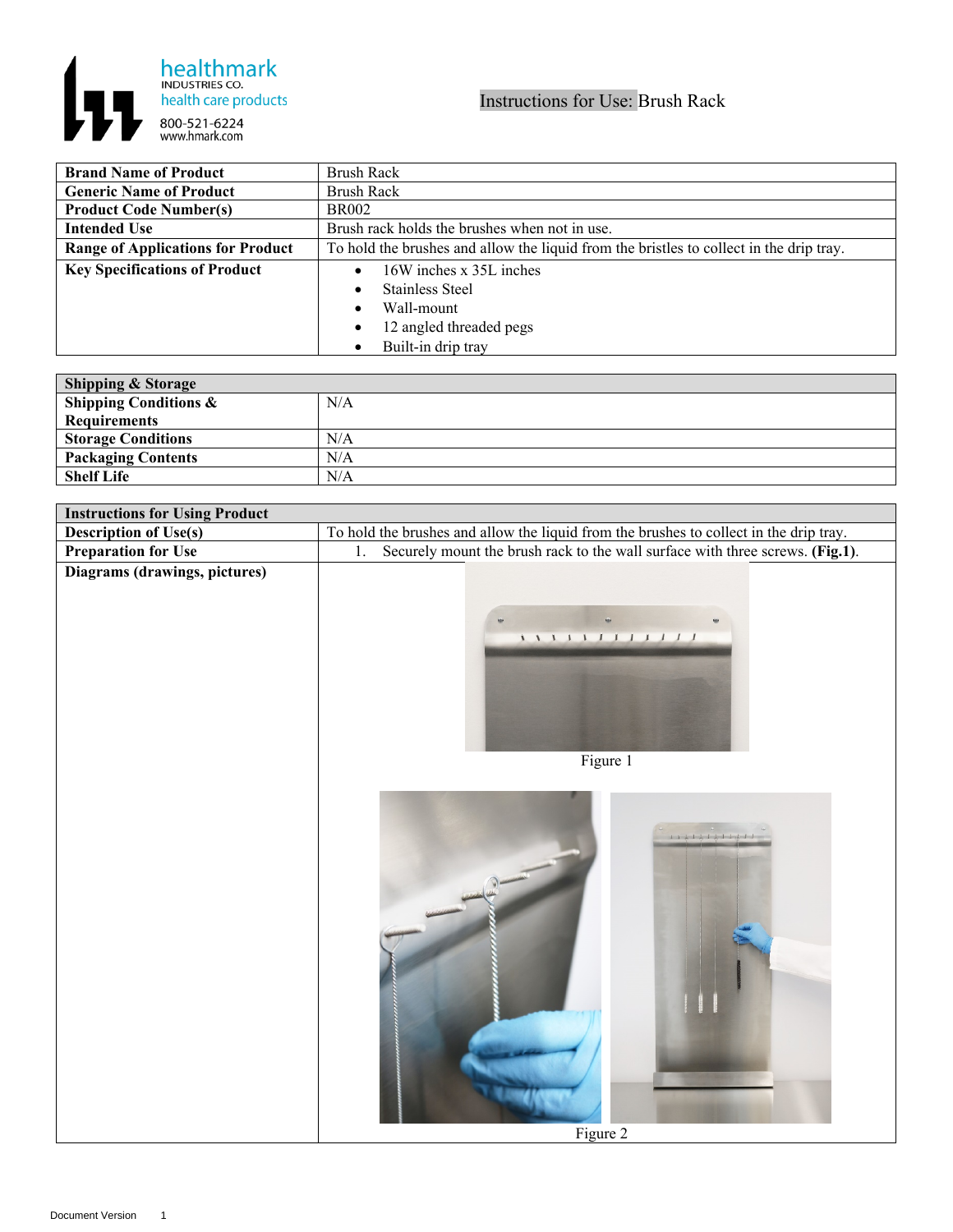healthmark INDUSTRIES CO. health care products
800-521-6224
www.hmark.com

# Instructions for Use: Brush Rack

| Brand Name of Product | Brush Rack |
|---|---|
| Generic Name of Product | Brush Rack |
| Product Code Number(s) | BR002 |
| Intended Use | Brush rack holds the brushes when not in use. |
| Range of Applications for Product | To hold the brushes and allow the liquid from the bristles to collect in the drip tray. |
| Key Specifications of Product | • 16W inches x 35L inches<br>• Stainless Steel<br>• Wall-mount<br>• 12 angled threaded pegs<br>• Built-in drip tray |

| Shipping & Storage | |
|---|---|
| Shipping Conditions & Requirements | N/A |
| Storage Conditions | N/A |
| Packaging Contents | N/A |
| Shelf Life | N/A |

| Instructions for Using Product | |
|---|---|
| Description of Use(s) | To hold the brushes and allow the liquid from the brushes to collect in the drip tray. |
| Preparation for Use | 1. Securely mount the brush rack to the wall surface with three screws. **(Fig.1)**. |
| Diagrams (drawings, pictures) | Figure 1<br>Figure 2 |

Document Version 1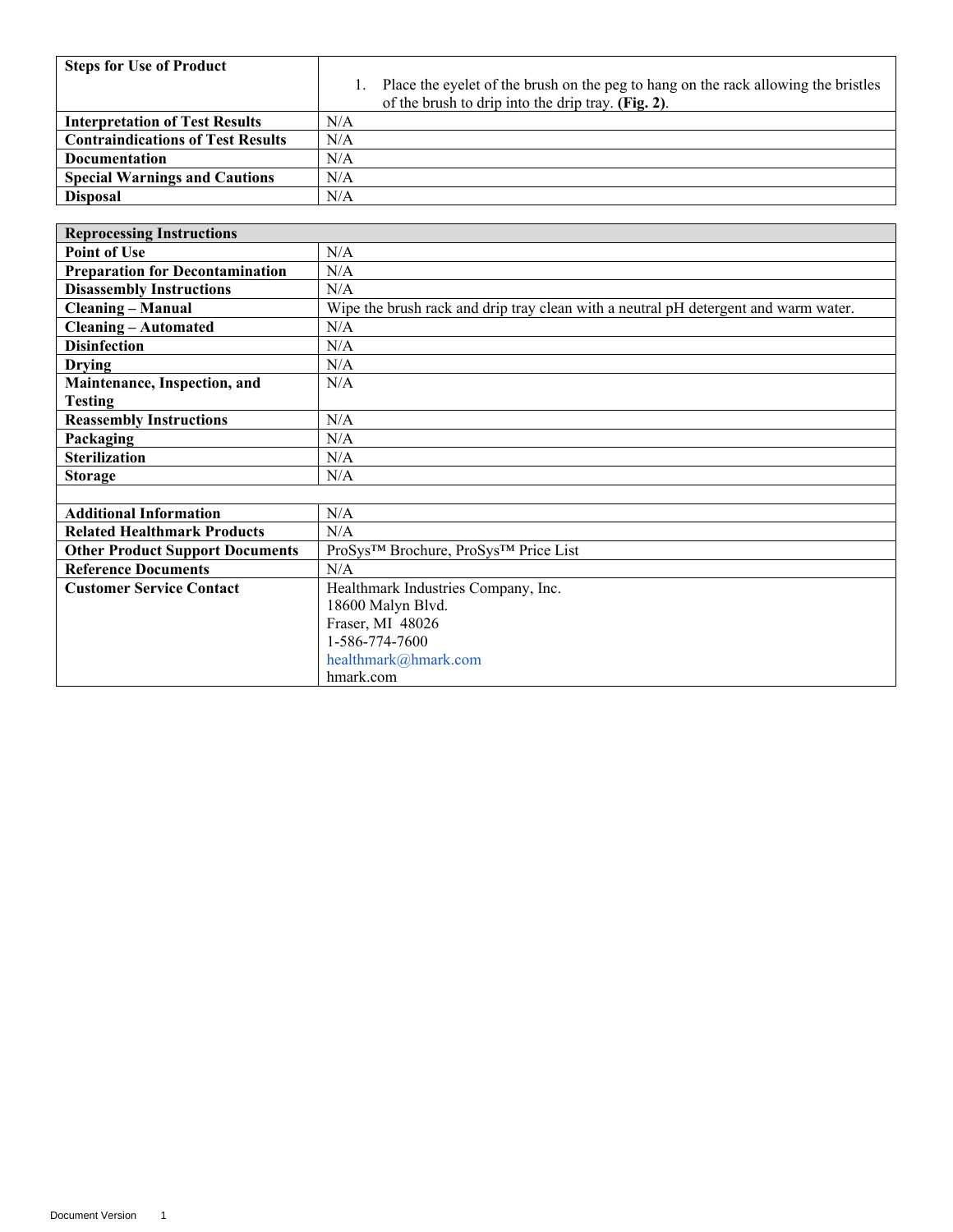| | |
|---|---|
| **Steps for Use of Product** | 1. Place the eyelet of the brush on the peg to hang on the rack allowing the bristles of the brush to drip into the drip tray. **(Fig. 2)**. |
| **Interpretation of Test Results** | N/A |
| **Contraindications of Test Results** | N/A |
| **Documentation** | N/A |
| **Special Warnings and Cautions** | N/A |
| **Disposal** | N/A |

| **Reprocessing Instructions** | |
|---|---|
| **Point of Use** | N/A |
| **Preparation for Decontamination** | N/A |
| **Disassembly Instructions** | N/A |
| **Cleaning – Manual** | Wipe the brush rack and drip tray clean with a neutral pH detergent and warm water. |
| **Cleaning – Automated** | N/A |
| **Disinfection** | N/A |
| **Drying** | N/A |
| **Maintenance, Inspection, and Testing** | N/A |
| **Reassembly Instructions** | N/A |
| **Packaging** | N/A |
| **Sterilization** | N/A |
| **Storage** | N/A |
| | |
| **Additional Information** | N/A |
| **Related Healthmark Products** | N/A |
| **Other Product Support Documents** | ProSys™ Brochure, ProSys™ Price List |
| **Reference Documents** | N/A |
| **Customer Service Contact** | Healthmark Industries Company, Inc.<br>18600 Malyn Blvd.<br>Fraser, MI 48026<br>1-586-774-7600<br>healthmark@hmark.com<br>hmark.com |

Document Version 1